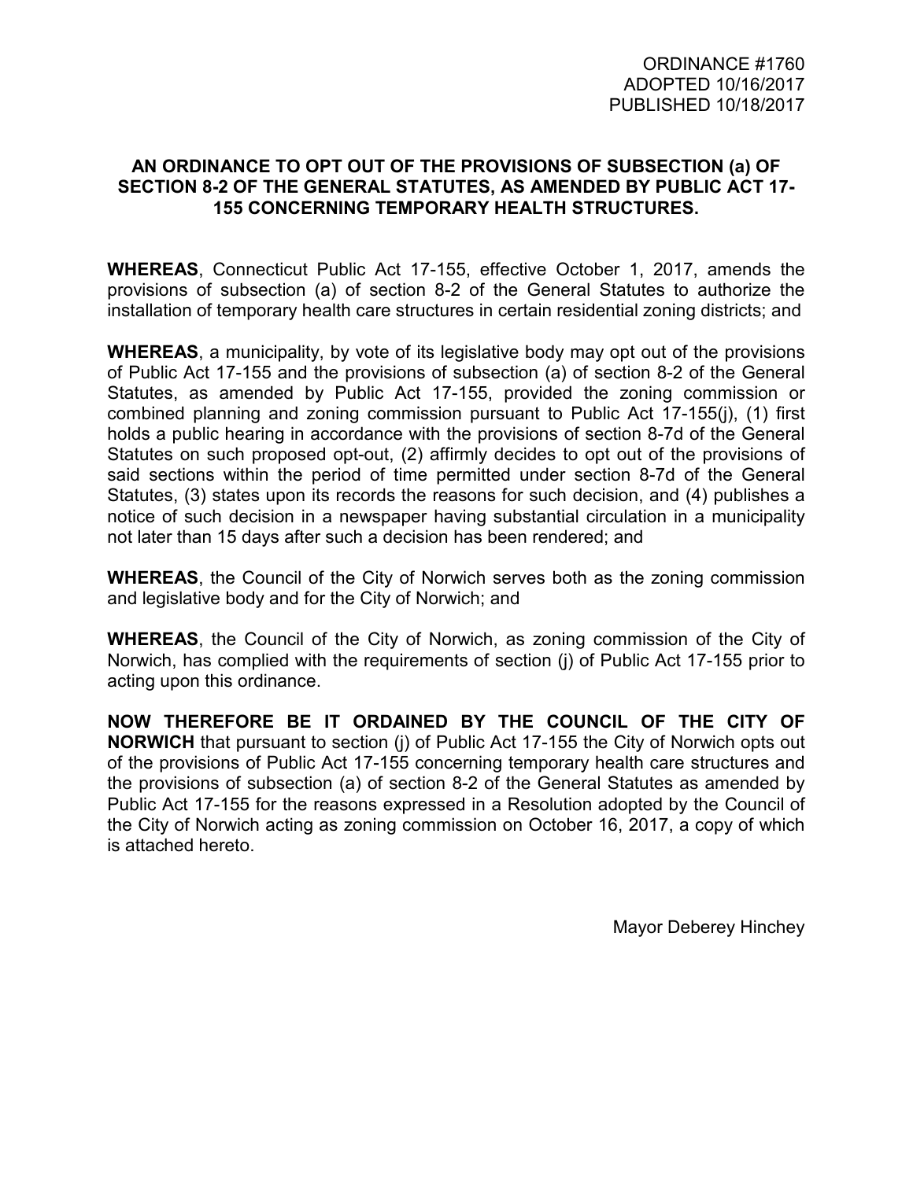ORDINANCE #1760
ADOPTED 10/16/2017
PUBLISHED 10/18/2017

**AN ORDINANCE TO OPT OUT OF THE PROVISIONS OF SUBSECTION (a) OF SECTION 8-2 OF THE GENERAL STATUTES, AS AMENDED BY PUBLIC ACT 17-155 CONCERNING TEMPORARY HEALTH STRUCTURES.**

**WHEREAS**, Connecticut Public Act 17-155, effective October 1, 2017, amends the provisions of subsection (a) of section 8-2 of the General Statutes to authorize the installation of temporary health care structures in certain residential zoning districts; and

**WHEREAS**, a municipality, by vote of its legislative body may opt out of the provisions of Public Act 17-155 and the provisions of subsection (a) of section 8-2 of the General Statutes, as amended by Public Act 17-155, provided the zoning commission or combined planning and zoning commission pursuant to Public Act 17-155(j), (1) first holds a public hearing in accordance with the provisions of section 8-7d of the General Statutes on such proposed opt-out, (2) affirmly decides to opt out of the provisions of said sections within the period of time permitted under section 8-7d of the General Statutes, (3) states upon its records the reasons for such decision, and (4) publishes a notice of such decision in a newspaper having substantial circulation in a municipality not later than 15 days after such a decision has been rendered; and

**WHEREAS**, the Council of the City of Norwich serves both as the zoning commission and legislative body and for the City of Norwich; and

**WHEREAS**, the Council of the City of Norwich, as zoning commission of the City of Norwich, has complied with the requirements of section (j) of Public Act 17-155 prior to acting upon this ordinance.

**NOW THEREFORE BE IT ORDAINED BY THE COUNCIL OF THE CITY OF NORWICH** that pursuant to section (j) of Public Act 17-155 the City of Norwich opts out of the provisions of Public Act 17-155 concerning temporary health care structures and the provisions of subsection (a) of section 8-2 of the General Statutes as amended by Public Act 17-155 for the reasons expressed in a Resolution adopted by the Council of the City of Norwich acting as zoning commission on October 16, 2017, a copy of which is attached hereto.

Mayor Deberey Hinchey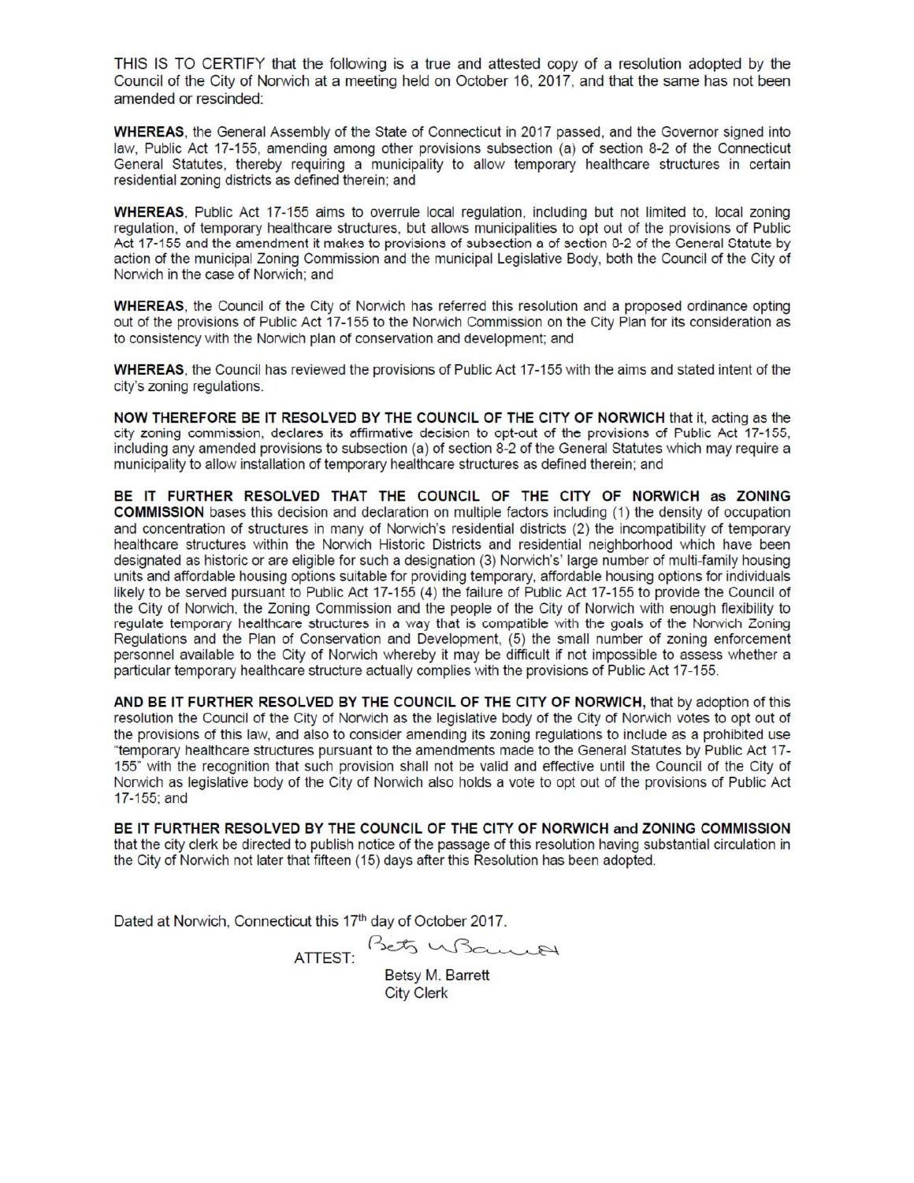THIS IS TO CERTIFY that the following is a true and attested copy of a resolution adopted by the Council of the City of Norwich at a meeting held on October 16, 2017, and that the same has not been amended or rescinded:

**WHEREAS**, the General Assembly of the State of Connecticut in 2017 passed, and the Governor signed into law, Public Act 17-155, amending among other provisions subsection (a) of section 8-2 of the Connecticut General Statutes, thereby requiring a municipality to allow temporary healthcare structures in certain residential zoning districts as defined therein; and

**WHEREAS**, Public Act 17-155 aims to overrule local regulation, including but not limited to, local zoning regulation, of temporary healthcare structures, but allows municipalities to opt out of the provisions of Public Act 17-155 and the amendment it makes to provisions of subsection a of section 8-2 of the General Statute by action of the municipal Zoning Commission and the municipal Legislative Body, both the Council of the City of Norwich in the case of Norwich; and

**WHEREAS**, the Council of the City of Norwich has referred this resolution and a proposed ordinance opting out of the provisions of Public Act 17-155 to the Norwich Commission on the City Plan for its consideration as to consistency with the Norwich plan of conservation and development; and

**WHEREAS**, the Council has reviewed the provisions of Public Act 17-155 with the aims and stated intent of the city's zoning regulations.

**NOW THEREFORE BE IT RESOLVED BY THE COUNCIL OF THE CITY OF NORWICH** that it, acting as the city zoning commission, declares its affirmative decision to opt-out of the provisions of Public Act 17-155, including any amended provisions to subsection (a) of section 8-2 of the General Statutes which may require a municipality to allow installation of temporary healthcare structures as defined therein; and

**BE IT FURTHER RESOLVED THAT THE COUNCIL OF THE CITY OF NORWICH as ZONING COMMISSION** bases this decision and declaration on multiple factors including (1) the density of occupation and concentration of structures in many of Norwich's residential districts (2) the incompatibility of temporary healthcare structures within the Norwich Historic Districts and residential neighborhood which have been designated as historic or are eligible for such a designation (3) Norwich's' large number of multi-family housing units and affordable housing options suitable for providing temporary, affordable housing options for individuals likely to be served pursuant to Public Act 17-155 (4) the failure of Public Act 17-155 to provide the Council of the City of Norwich, the Zoning Commission and the people of the City of Norwich with enough flexibility to regulate temporary healthcare structures in a way that is compatible with the goals of the Norwich Zoning Regulations and the Plan of Conservation and Development, (5) the small number of zoning enforcement personnel available to the City of Norwich whereby it may be difficult if not impossible to assess whether a particular temporary healthcare structure actually complies with the provisions of Public Act 17-155.

**AND BE IT FURTHER RESOLVED BY THE COUNCIL OF THE CITY OF NORWICH,** that by adoption of this resolution the Council of the City of Norwich as the legislative body of the City of Norwich votes to opt out of the provisions of this law, and also to consider amending its zoning regulations to include as a prohibited use "temporary healthcare structures pursuant to the amendments made to the General Statutes by Public Act 17-155" with the recognition that such provision shall not be valid and effective until the Council of the City of Norwich as legislative body of the City of Norwich also holds a vote to opt out of the provisions of Public Act 17-155; and

**BE IT FURTHER RESOLVED BY THE COUNCIL OF THE CITY OF NORWICH and ZONING COMMISSION** that the city clerk be directed to publish notice of the passage of this resolution having substantial circulation in the City of Norwich not later that fifteen (15) days after this Resolution has been adopted.

Dated at Norwich, Connecticut this 17th day of October 2017.

ATTEST: Betsy M. Barrett

Betsy M. Barrett
City Clerk